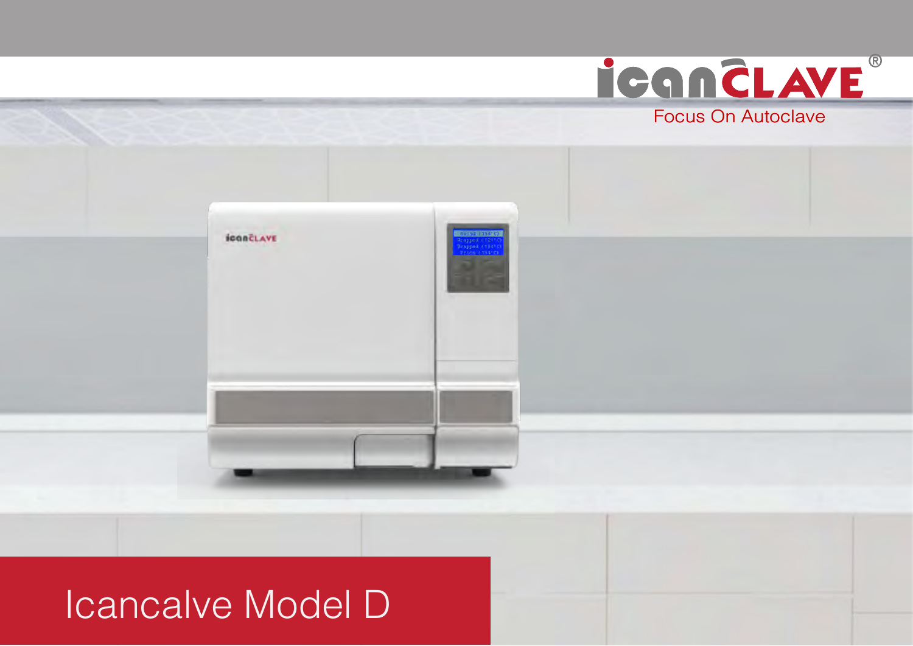icanCLAVE®

Focus On Autoclave

# Icancalve Model D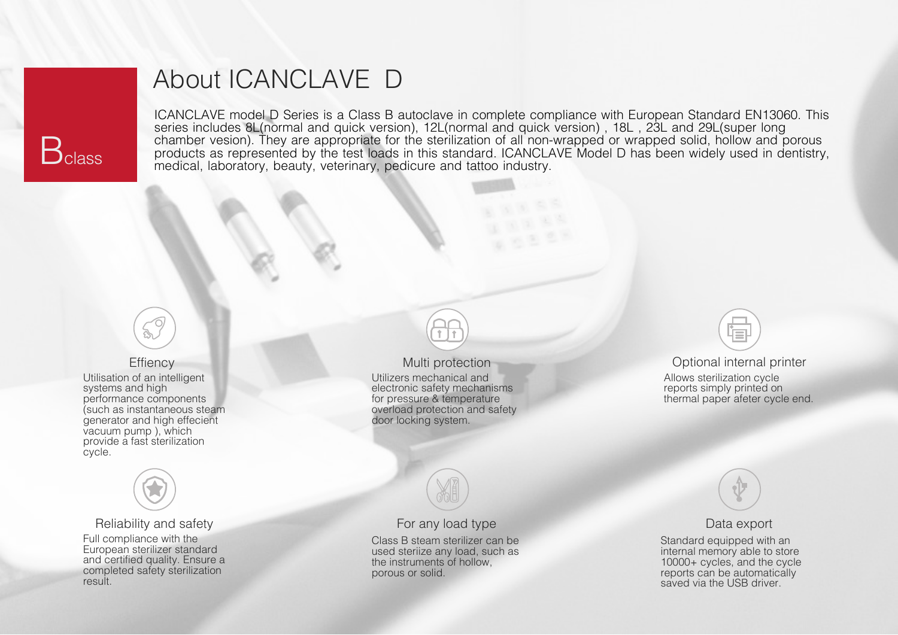B class

# About ICANCLAVE D

ICANCLAVE model D Series is a Class B autoclave in complete compliance with European Standard EN13060. This series includes 8L(normal and quick version), 12L(normal and quick version) , 18L , 23L and 29L(super long chamber vesion). They are appropriate for the sterilization of all non-wrapped or wrapped solid, hollow and porous products as represented by the test loads in this standard. ICANCLAVE Model D has been widely used in dentistry, medical, laboratory, beauty, veterinary, pedicure and tattoo industry.

### Effiency

Utilisation of an intelligent systems and high performance components (such as instantaneous steam generator and high effecient vacuum pump ), which provide a fast sterilization cycle.

### Multi protection

Utilizers mechanical and electronic safety mechanisms for pressure & temperature overload protection and safety door locking system.

### Optional internal printer

Allows sterilization cycle reports simply printed on thermal paper afeter cycle end.

### Reliability and safety

Full compliance with the European sterilizer standard and certified quality. Ensure a completed safety sterilization result.

### For any load type

Class B steam sterilizer can be used steriize any load, such as the instruments of hollow, porous or solid.

### Data export

Standard equipped with an internal memory able to store 10000+ cycles, and the cycle reports can be automatically saved via the USB driver.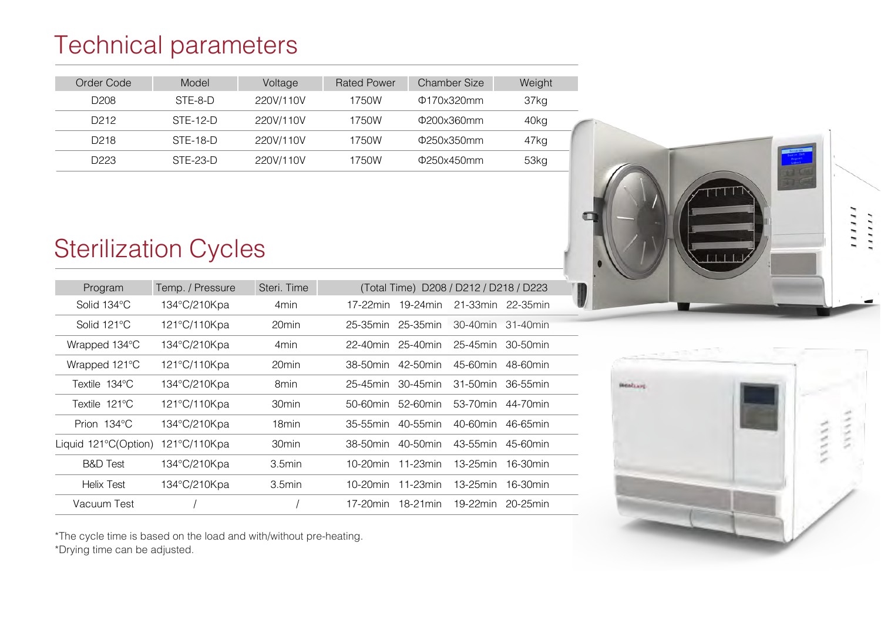# Technical parameters

| Order Code | Model | Voltage | Rated Power | Chamber Size | Weight |
|---|---|---|---|---|---|
| D208 | STE-8-D | 220V/110V | 1750W | Φ170x320mm | 37kg |
| D212 | STE-12-D | 220V/110V | 1750W | Φ200x360mm | 40kg |
| D218 | STE-18-D | 220V/110V | 1750W | Φ250x350mm | 47kg |
| D223 | STE-23-D | 220V/110V | 1750W | Φ250x450mm | 53kg |

# Sterilization Cycles

| Program | Temp. / Pressure | Steri. Time | (Total Time) D208 | D212 | D218 | D223 |
|---|---|---|---|---|---|---|
| Solid 134°C | 134°C/210Kpa | 4min | 17-22min | 19-24min | 21-33min | 22-35min |
| Solid 121°C | 121°C/110Kpa | 20min | 25-35min | 25-35min | 30-40min | 31-40min |
| Wrapped 134°C | 134°C/210Kpa | 4min | 22-40min | 25-40min | 25-45min | 30-50min |
| Wrapped 121°C | 121°C/110Kpa | 20min | 38-50min | 42-50min | 45-60min | 48-60min |
| Textile 134°C | 134°C/210Kpa | 8min | 25-45min | 30-45min | 31-50min | 36-55min |
| Textile 121°C | 121°C/110Kpa | 30min | 50-60min | 52-60min | 53-70min | 44-70min |
| Prion 134°C | 134°C/210Kpa | 18min | 35-55min | 40-55min | 40-60min | 46-65min |
| Liquid 121°C(Option) | 121°C/110Kpa | 30min | 38-50min | 40-50min | 43-55min | 45-60min |
| B&D Test | 134°C/210Kpa | 3.5min | 10-20min | 11-23min | 13-25min | 16-30min |
| Helix Test | 134°C/210Kpa | 3.5min | 10-20min | 11-23min | 13-25min | 16-30min |
| Vacuum Test | / | / | 17-20min | 18-21min | 19-22min | 20-25min |

*The cycle time is based on the load and with/without pre-heating.
*Drying time can be adjusted.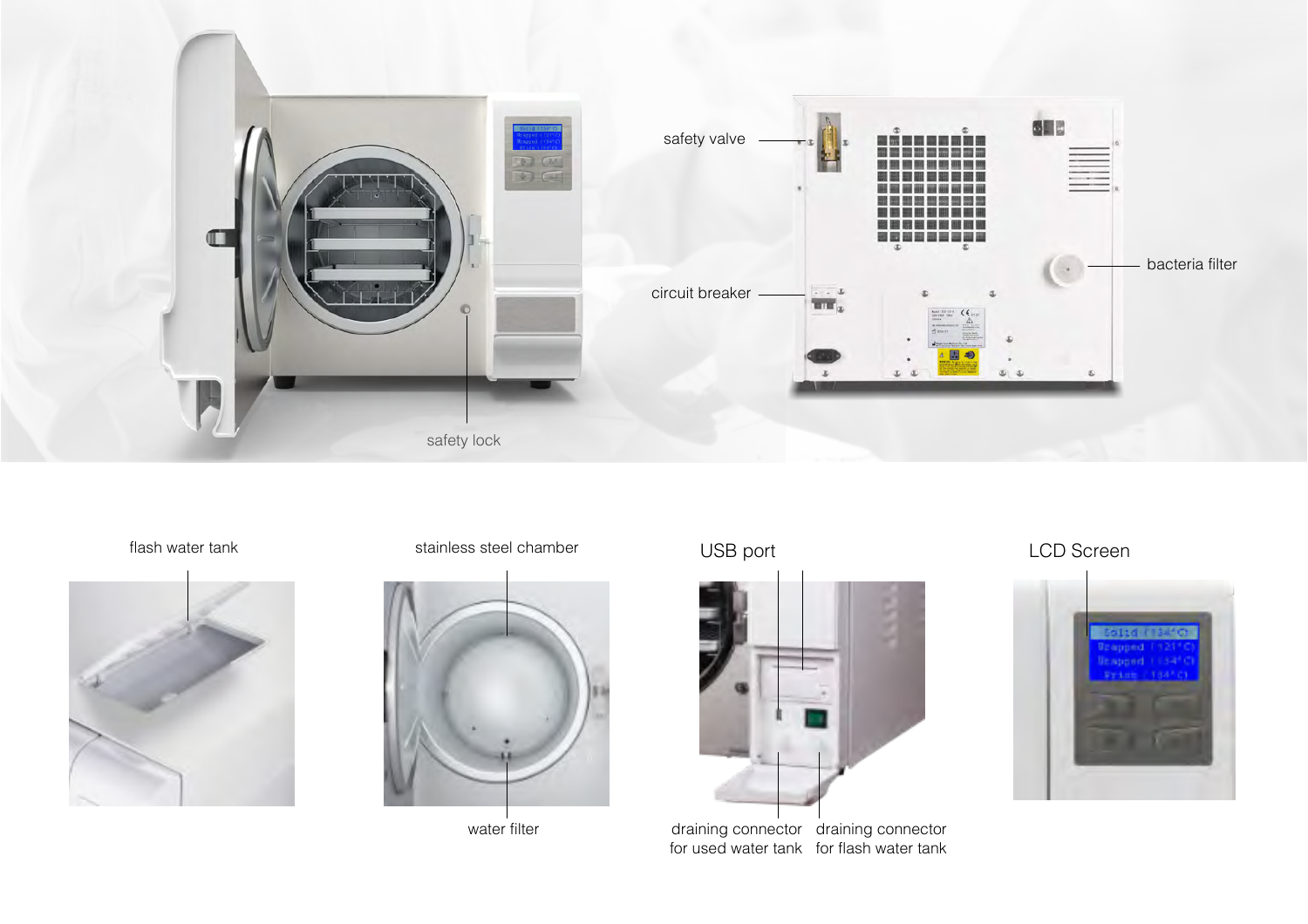safety valve

bacteria filter

circuit breaker

safety lock

flash water tank

stainless steel chamber

water filter

USB port

draining connector for used water tank

draining connector for flash water tank

LCD Screen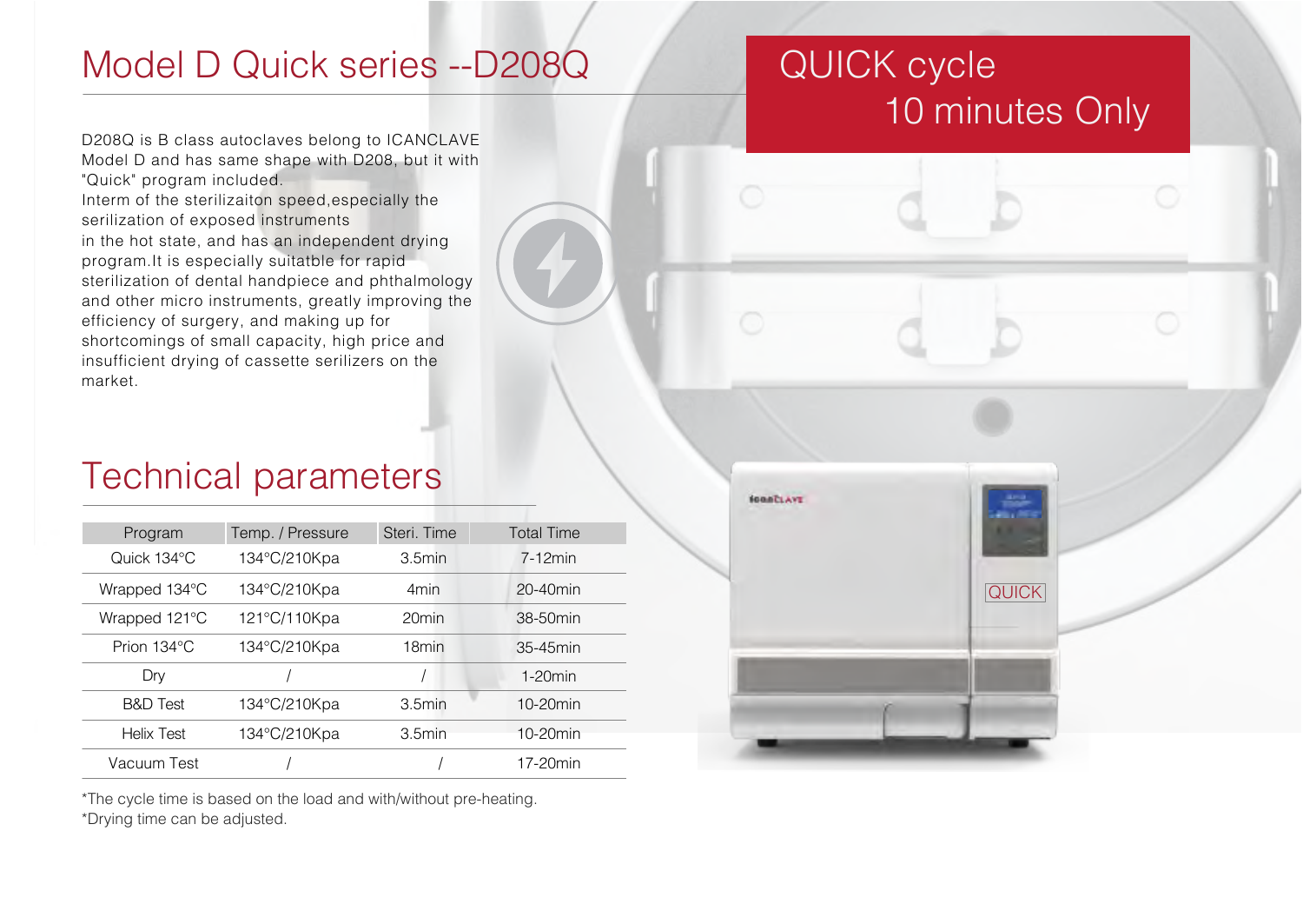# Model D Quick series --D208Q

D208Q is B class autoclaves belong to ICANCLAVE Model D and has same shape with D208, but it with "Quick" program included.
Interm of the sterilizaiton speed,especially the serilization of exposed instruments
in the hot state, and has an independent drying program.It is especially suitatble for rapid sterilization of dental handpiece and phthalmology and other micro instruments, greatly improving the efficiency of surgery, and making up for shortcomings of small capacity, high price and insufficient drying of cassette serilizers on the market.

## QUICK cycle 10 minutes Only

## Technical parameters

| Program | Temp. / Pressure | Steri. Time | Total Time |
|---|---|---|---|
| Quick 134°C | 134°C/210Kpa | 3.5min | 7-12min |
| Wrapped 134°C | 134°C/210Kpa | 4min | 20-40min |
| Wrapped 121°C | 121°C/110Kpa | 20min | 38-50min |
| Prion 134°C | 134°C/210Kpa | 18min | 35-45min |
| Dry | / | / | 1-20min |
| B&D Test | 134°C/210Kpa | 3.5min | 10-20min |
| Helix Test | 134°C/210Kpa | 3.5min | 10-20min |
| Vacuum Test | / | / | 17-20min |

*The cycle time is based on the load and with/without pre-heating.
*Drying time can be adjusted.

QUICK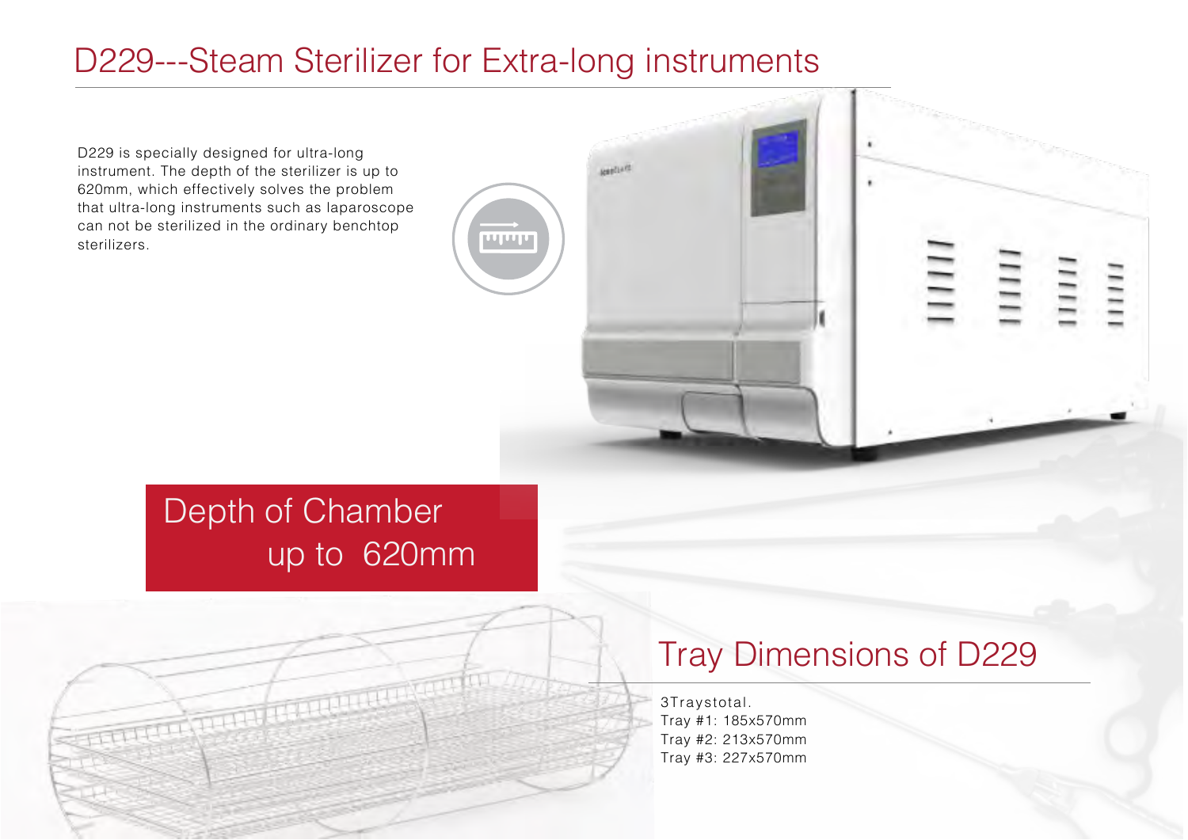# D229---Steam Sterilizer for Extra-long instruments

D229 is specially designed for ultra-long instrument. The depth of the sterilizer is up to 620mm, which effectively solves the problem that ultra-long instruments such as laparoscope can not be sterilized in the ordinary benchtop sterilizers.

**Depth of Chamber up to 620mm**

## Tray Dimensions of D229

3Traystotal.
Tray #1: 185x570mm
Tray #2: 213x570mm
Tray #3: 227x570mm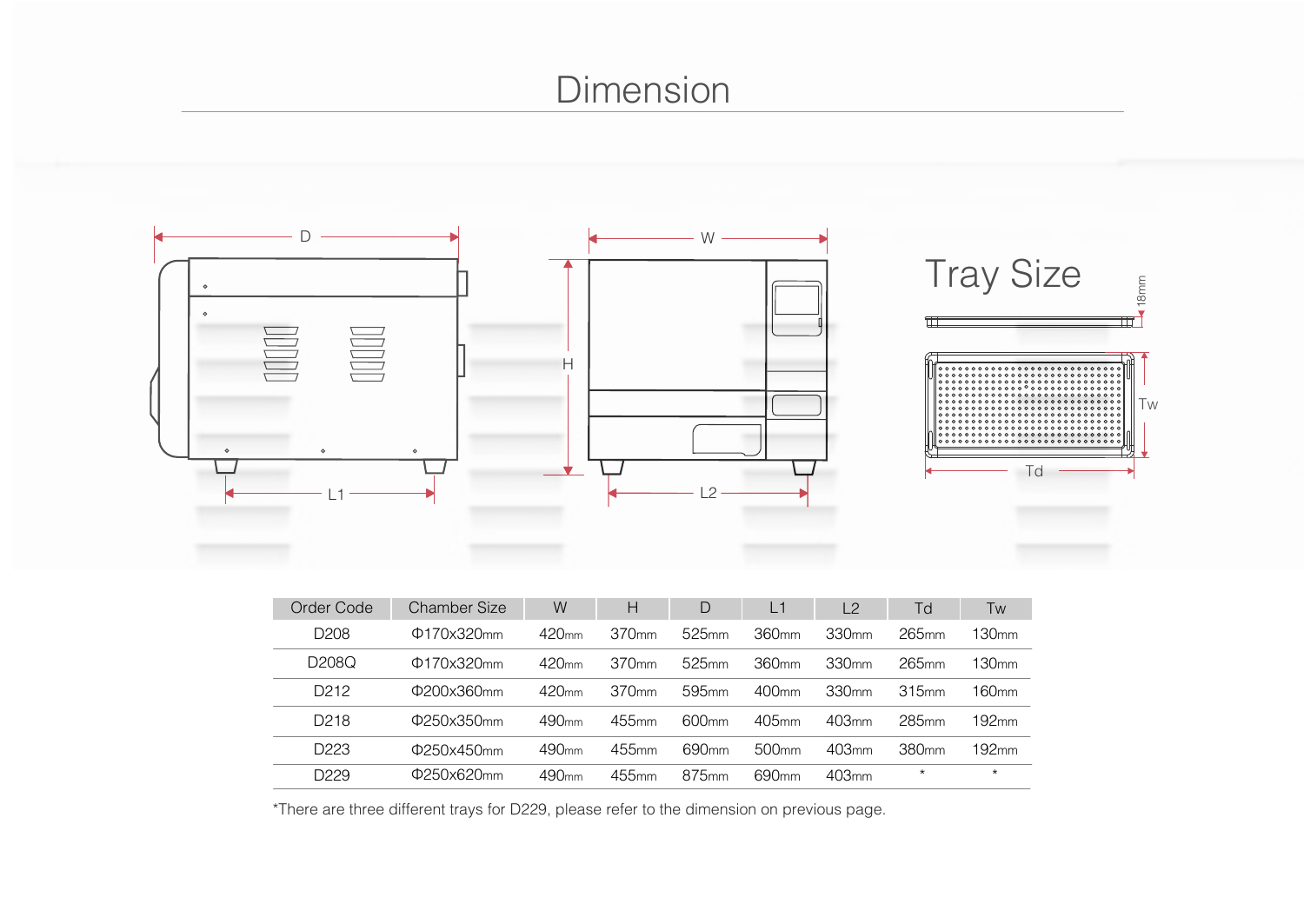# Dimension

## Tray Size

| Order Code | Chamber Size | W | H | D | L1 | L2 | Td | Tw |
|---|---|---|---|---|---|---|---|---|
| D208 | Φ170x320mm | 420mm | 370mm | 525mm | 360mm | 330mm | 265mm | 130mm |
| D208Q | Φ170x320mm | 420mm | 370mm | 525mm | 360mm | 330mm | 265mm | 130mm |
| D212 | Φ200x360mm | 420mm | 370mm | 595mm | 400mm | 330mm | 315mm | 160mm |
| D218 | Φ250x350mm | 490mm | 455mm | 600mm | 405mm | 403mm | 285mm | 192mm |
| D223 | Φ250x450mm | 490mm | 455mm | 690mm | 500mm | 403mm | 380mm | 192mm |
| D229 | Φ250x620mm | 490mm | 455mm | 875mm | 690mm | 403mm | * | * |

*There are three different trays for D229, please refer to the dimension on previous page.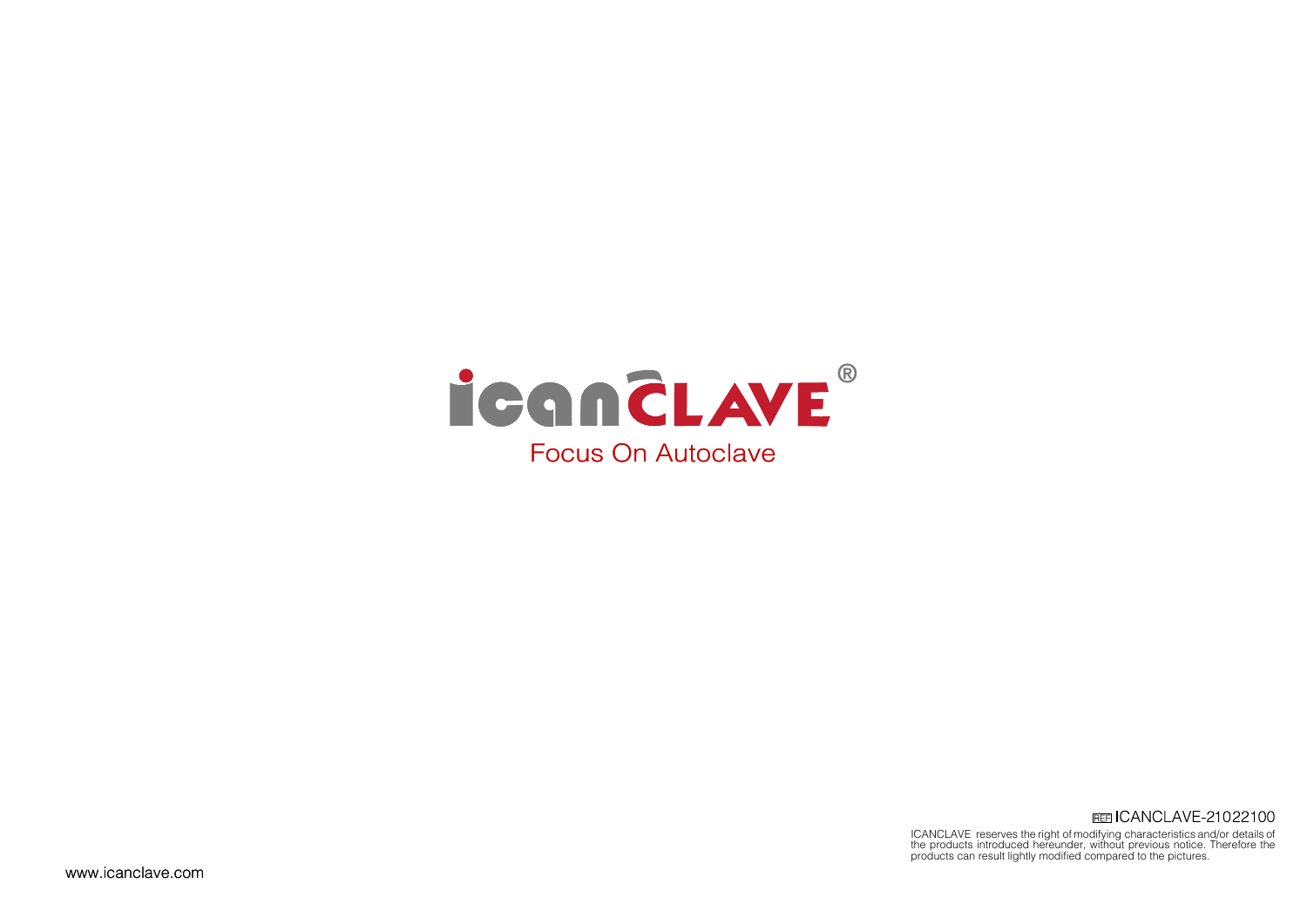ICANCLAVE®

Focus On Autoclave

REF ICANCLAVE-21022100

ICANCLAVE reserves the right of modifying characteristics and/or details of the products introduced hereunder, without previous notice. Therefore the products can result lightly modified compared to the pictures.

www.icanclave.com